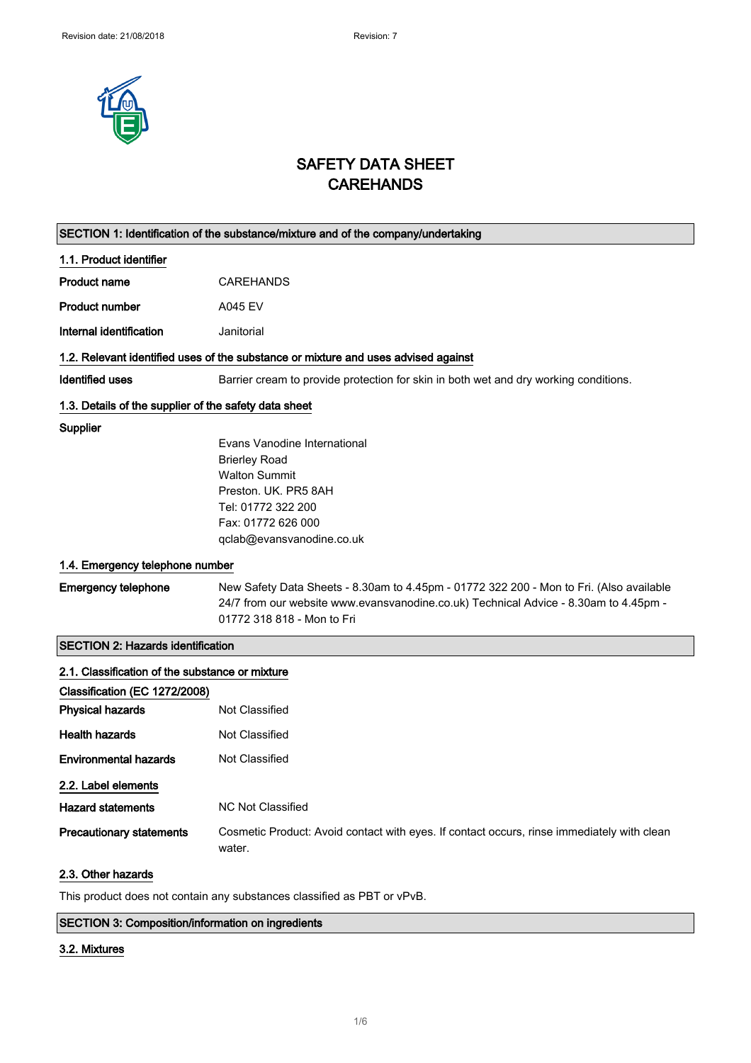# SAFETY DATA SHEET
# CAREHANDS

## SECTION 1: Identification of the substance/mixture and of the company/undertaking

### 1.1. Product identifier

**Product name** CAREHANDS

**Product number** A045 EV

**Internal identification** Janitorial

### 1.2. Relevant identified uses of the substance or mixture and uses advised against

**Identified uses** Barrier cream to provide protection for skin in both wet and dry working conditions.

### 1.3. Details of the supplier of the safety data sheet

**Supplier**

Evans Vanodine International
Brierley Road
Walton Summit
Preston. UK. PR5 8AH
Tel: 01772 322 200
Fax: 01772 626 000
qclab@evansvanodine.co.uk

### 1.4. Emergency telephone number

**Emergency telephone** New Safety Data Sheets - 8.30am to 4.45pm - 01772 322 200 - Mon to Fri. (Also available 24/7 from our website www.evansvanodine.co.uk) Technical Advice - 8.30am to 4.45pm - 01772 318 818 - Mon to Fri

## SECTION 2: Hazards identification

### 2.1. Classification of the substance or mixture

**Classification (EC 1272/2008)**

**Physical hazards** Not Classified

**Health hazards** Not Classified

**Environmental hazards** Not Classified

### 2.2. Label elements

**Hazard statements** NC Not Classified

**Precautionary statements** Cosmetic Product: Avoid contact with eyes. If contact occurs, rinse immediately with clean water.

### 2.3. Other hazards

This product does not contain any substances classified as PBT or vPvB.

## SECTION 3: Composition/information on ingredients

### 3.2. Mixtures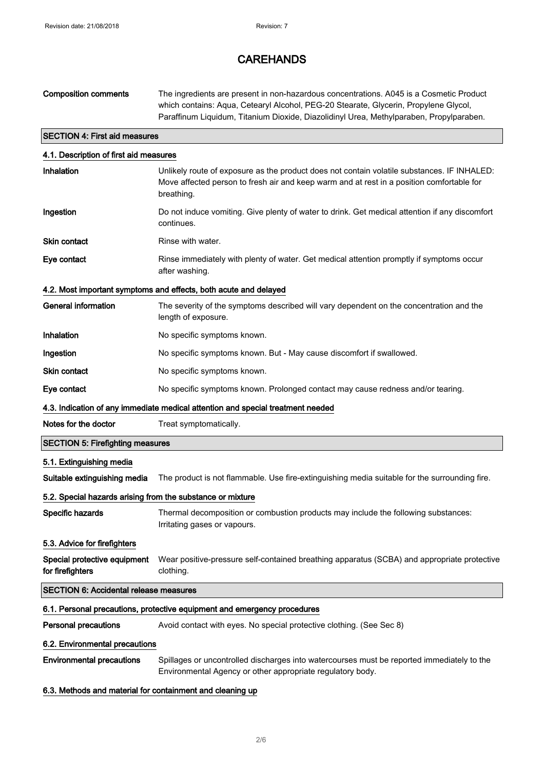# CAREHANDS

| | |
|---|---|
| **Composition comments** | The ingredients are present in non-hazardous concentrations. A045 is a Cosmetic Product which contains: Aqua, Cetearyl Alcohol, PEG-20 Stearate, Glycerin, Propylene Glycol, Paraffinum Liquidum, Titanium Dioxide, Diazolidinyl Urea, Methylparaben, Propylparaben. |

## SECTION 4: First aid measures

### 4.1. Description of first aid measures

| | |
|---|---|
| **Inhalation** | Unlikely route of exposure as the product does not contain volatile substances. IF INHALED: Move affected person to fresh air and keep warm and at rest in a position comfortable for breathing. |
| **Ingestion** | Do not induce vomiting. Give plenty of water to drink. Get medical attention if any discomfort continues. |
| **Skin contact** | Rinse with water. |
| **Eye contact** | Rinse immediately with plenty of water. Get medical attention promptly if symptoms occur after washing. |

### 4.2. Most important symptoms and effects, both acute and delayed

| | |
|---|---|
| **General information** | The severity of the symptoms described will vary dependent on the concentration and the length of exposure. |
| **Inhalation** | No specific symptoms known. |
| **Ingestion** | No specific symptoms known. But - May cause discomfort if swallowed. |
| **Skin contact** | No specific symptoms known. |
| **Eye contact** | No specific symptoms known. Prolonged contact may cause redness and/or tearing. |

### 4.3. Indication of any immediate medical attention and special treatment needed

| | |
|---|---|
| **Notes for the doctor** | Treat symptomatically. |

## SECTION 5: Firefighting measures

### 5.1. Extinguishing media

| | |
|---|---|
| **Suitable extinguishing media** | The product is not flammable. Use fire-extinguishing media suitable for the surrounding fire. |

### 5.2. Special hazards arising from the substance or mixture

| | |
|---|---|
| **Specific hazards** | Thermal decomposition or combustion products may include the following substances: Irritating gases or vapours. |

### 5.3. Advice for firefighters

| | |
|---|---|
| **Special protective equipment for firefighters** | Wear positive-pressure self-contained breathing apparatus (SCBA) and appropriate protective clothing. |

## SECTION 6: Accidental release measures

### 6.1. Personal precautions, protective equipment and emergency procedures

| | |
|---|---|
| **Personal precautions** | Avoid contact with eyes. No special protective clothing. (See Sec 8) |

### 6.2. Environmental precautions

| | |
|---|---|
| **Environmental precautions** | Spillages or uncontrolled discharges into watercourses must be reported immediately to the Environmental Agency or other appropriate regulatory body. |

### 6.3. Methods and material for containment and cleaning up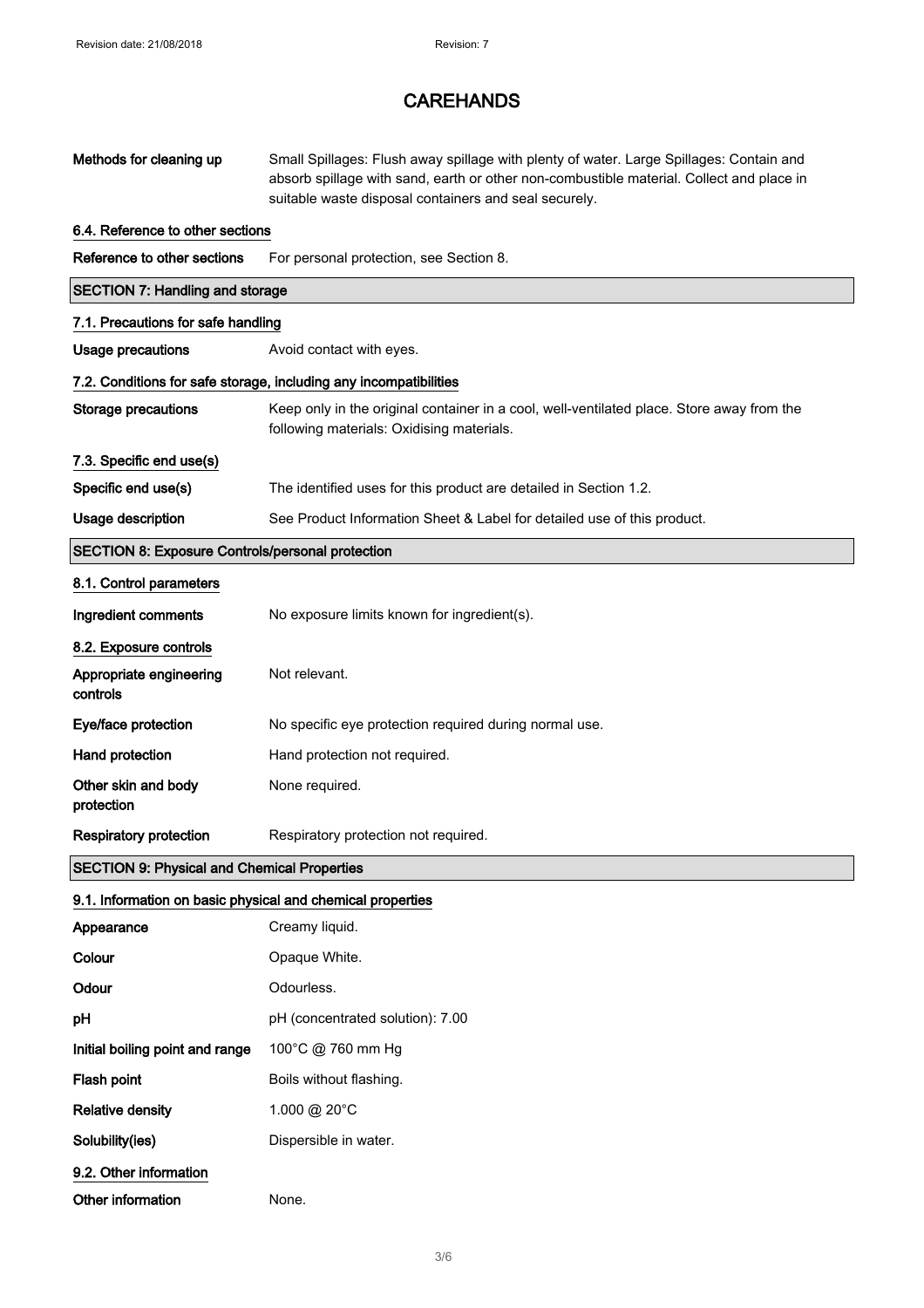# CAREHANDS

| | |
|---|---|
| **Methods for cleaning up** | Small Spillages: Flush away spillage with plenty of water. Large Spillages: Contain and absorb spillage with sand, earth or other non-combustible material. Collect and place in suitable waste disposal containers and seal securely. |

### 6.4. Reference to other sections

| | |
|---|---|
| **Reference to other sections** | For personal protection, see Section 8. |

## SECTION 7: Handling and storage

### 7.1. Precautions for safe handling

| | |
|---|---|
| **Usage precautions** | Avoid contact with eyes. |

### 7.2. Conditions for safe storage, including any incompatibilities

| | |
|---|---|
| **Storage precautions** | Keep only in the original container in a cool, well-ventilated place. Store away from the following materials: Oxidising materials. |

### 7.3. Specific end use(s)

| | |
|---|---|
| **Specific end use(s)** | The identified uses for this product are detailed in Section 1.2. |
| **Usage description** | See Product Information Sheet & Label for detailed use of this product. |

## SECTION 8: Exposure Controls/personal protection

### 8.1. Control parameters

| | |
|---|---|
| **Ingredient comments** | No exposure limits known for ingredient(s). |

### 8.2. Exposure controls

| | |
|---|---|
| **Appropriate engineering controls** | Not relevant. |
| **Eye/face protection** | No specific eye protection required during normal use. |
| **Hand protection** | Hand protection not required. |
| **Other skin and body protection** | None required. |
| **Respiratory protection** | Respiratory protection not required. |

## SECTION 9: Physical and Chemical Properties

### 9.1. Information on basic physical and chemical properties

| | |
|---|---|
| **Appearance** | Creamy liquid. |
| **Colour** | Opaque White. |
| **Odour** | Odourless. |
| **pH** | pH (concentrated solution): 7.00 |
| **Initial boiling point and range** | 100°C @ 760 mm Hg |
| **Flash point** | Boils without flashing. |
| **Relative density** | 1.000 @ 20°C |
| **Solubility(ies)** | Dispersible in water. |

### 9.2. Other information

| | |
|---|---|
| **Other information** | None. |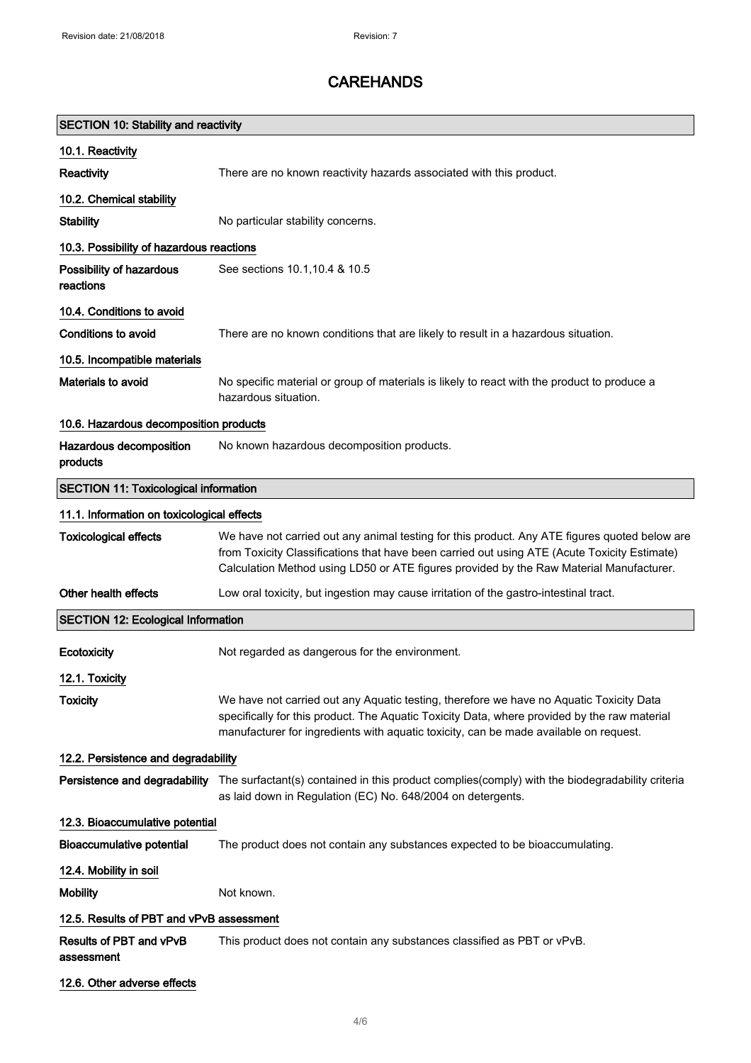## SECTION 10: Stability and reactivity

### 10.1. Reactivity

**Reactivity** There are no known reactivity hazards associated with this product.

### 10.2. Chemical stability

**Stability** No particular stability concerns.

### 10.3. Possibility of hazardous reactions

**Possibility of hazardous reactions** See sections 10.1,10.4 & 10.5

### 10.4. Conditions to avoid

**Conditions to avoid** There are no known conditions that are likely to result in a hazardous situation.

### 10.5. Incompatible materials

**Materials to avoid** No specific material or group of materials is likely to react with the product to produce a hazardous situation.

### 10.6. Hazardous decomposition products

**Hazardous decomposition products** No known hazardous decomposition products.

## SECTION 11: Toxicological information

### 11.1. Information on toxicological effects

**Toxicological effects** We have not carried out any animal testing for this product. Any ATE figures quoted below are from Toxicity Classifications that have been carried out using ATE (Acute Toxicity Estimate) Calculation Method using LD50 or ATE figures provided by the Raw Material Manufacturer.

**Other health effects** Low oral toxicity, but ingestion may cause irritation of the gastro-intestinal tract.

## SECTION 12: Ecological Information

**Ecotoxicity** Not regarded as dangerous for the environment.

### 12.1. Toxicity

**Toxicity** We have not carried out any Aquatic testing, therefore we have no Aquatic Toxicity Data specifically for this product. The Aquatic Toxicity Data, where provided by the raw material manufacturer for ingredients with aquatic toxicity, can be made available on request.

### 12.2. Persistence and degradability

**Persistence and degradability** The surfactant(s) contained in this product complies(comply) with the biodegradability criteria as laid down in Regulation (EC) No. 648/2004 on detergents.

### 12.3. Bioaccumulative potential

**Bioaccumulative potential** The product does not contain any substances expected to be bioaccumulating.

### 12.4. Mobility in soil

**Mobility** Not known.

### 12.5. Results of PBT and vPvB assessment

**Results of PBT and vPvB assessment** This product does not contain any substances classified as PBT or vPvB.

### 12.6. Other adverse effects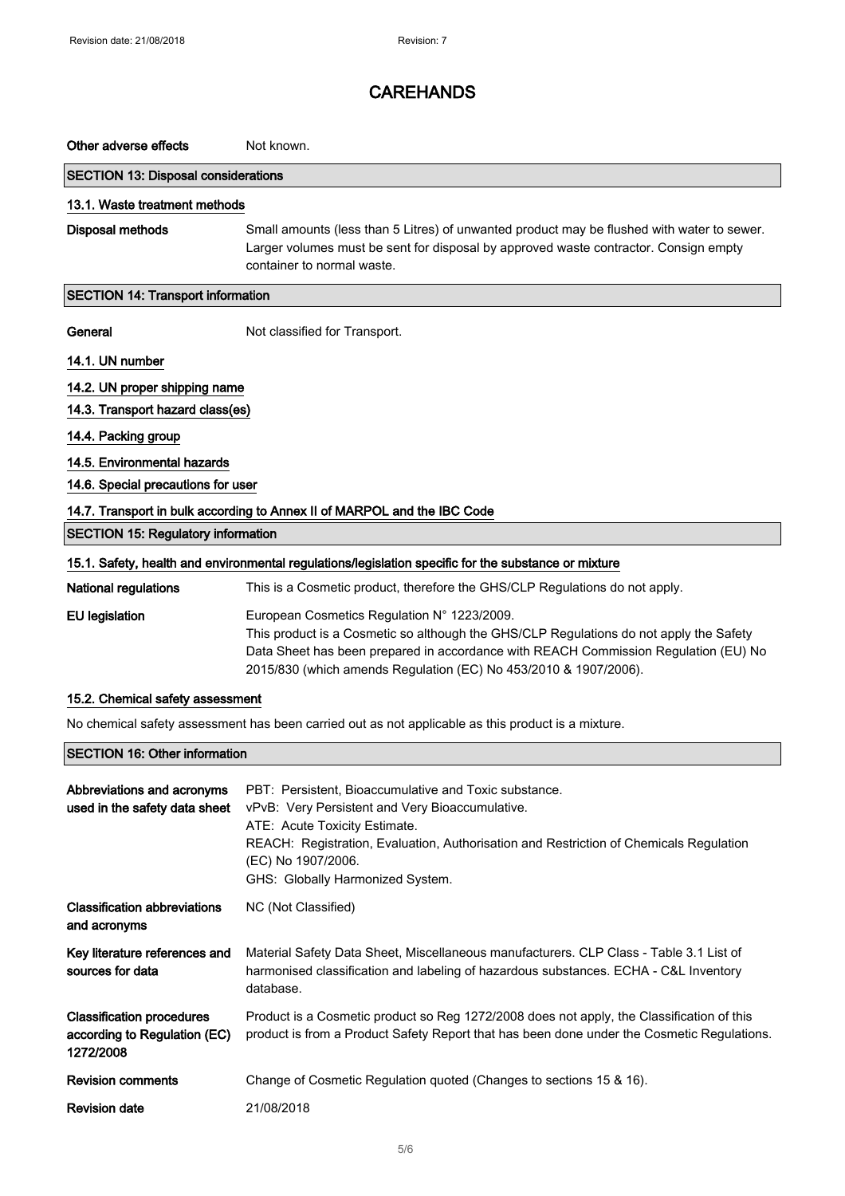| | |
|---|---|
| **Other adverse effects** | Not known. |

## SECTION 13: Disposal considerations

### 13.1. Waste treatment methods

| | |
|---|---|
| **Disposal methods** | Small amounts (less than 5 Litres) of unwanted product may be flushed with water to sewer. Larger volumes must be sent for disposal by approved waste contractor. Consign empty container to normal waste. |

## SECTION 14: Transport information

| | |
|---|---|
| **General** | Not classified for Transport. |

### 14.1. UN number

### 14.2. UN proper shipping name

### 14.3. Transport hazard class(es)

### 14.4. Packing group

### 14.5. Environmental hazards

### 14.6. Special precautions for user

### 14.7. Transport in bulk according to Annex II of MARPOL and the IBC Code

## SECTION 15: Regulatory information

### 15.1. Safety, health and environmental regulations/legislation specific for the substance or mixture

| | |
|---|---|
| **National regulations** | This is a Cosmetic product, therefore the GHS/CLP Regulations do not apply. |
| **EU legislation** | European Cosmetics Regulation N° 1223/2009.<br>This product is a Cosmetic so although the GHS/CLP Regulations do not apply the Safety Data Sheet has been prepared in accordance with REACH Commission Regulation (EU) No 2015/830 (which amends Regulation (EC) No 453/2010 & 1907/2006). |

### 15.2. Chemical safety assessment

No chemical safety assessment has been carried out as not applicable as this product is a mixture.

## SECTION 16: Other information

| | |
|---|---|
| **Abbreviations and acronyms used in the safety data sheet** | PBT: Persistent, Bioaccumulative and Toxic substance.<br>vPvB: Very Persistent and Very Bioaccumulative.<br>ATE: Acute Toxicity Estimate.<br>REACH: Registration, Evaluation, Authorisation and Restriction of Chemicals Regulation (EC) No 1907/2006.<br>GHS: Globally Harmonized System. |
| **Classification abbreviations and acronyms** | NC (Not Classified) |
| **Key literature references and sources for data** | Material Safety Data Sheet, Miscellaneous manufacturers. CLP Class - Table 3.1 List of harmonised classification and labeling of hazardous substances. ECHA - C&L Inventory database. |
| **Classification procedures according to Regulation (EC) 1272/2008** | Product is a Cosmetic product so Reg 1272/2008 does not apply, the Classification of this product is from a Product Safety Report that has been done under the Cosmetic Regulations. |
| **Revision comments** | Change of Cosmetic Regulation quoted (Changes to sections 15 & 16). |
| **Revision date** | 21/08/2018 |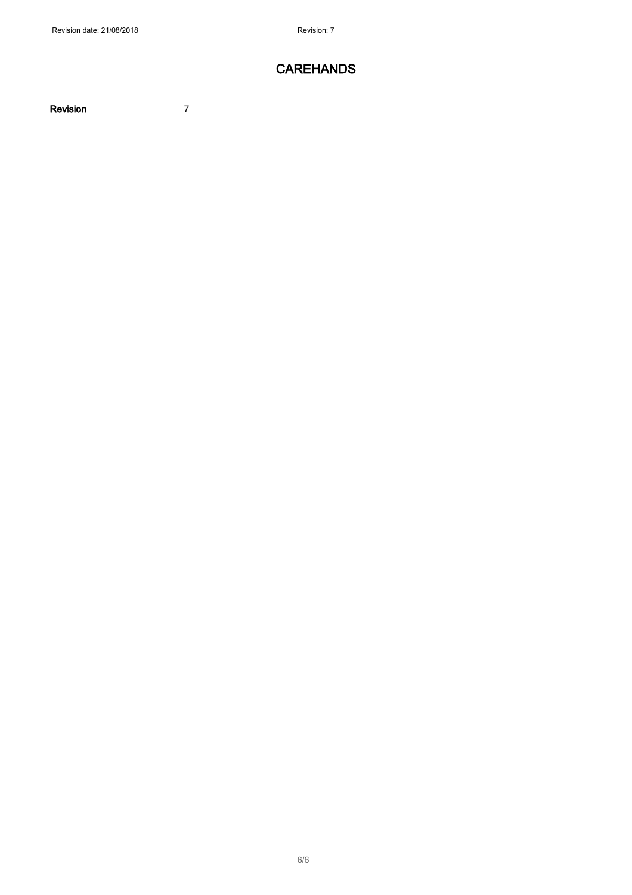**Revision** 7